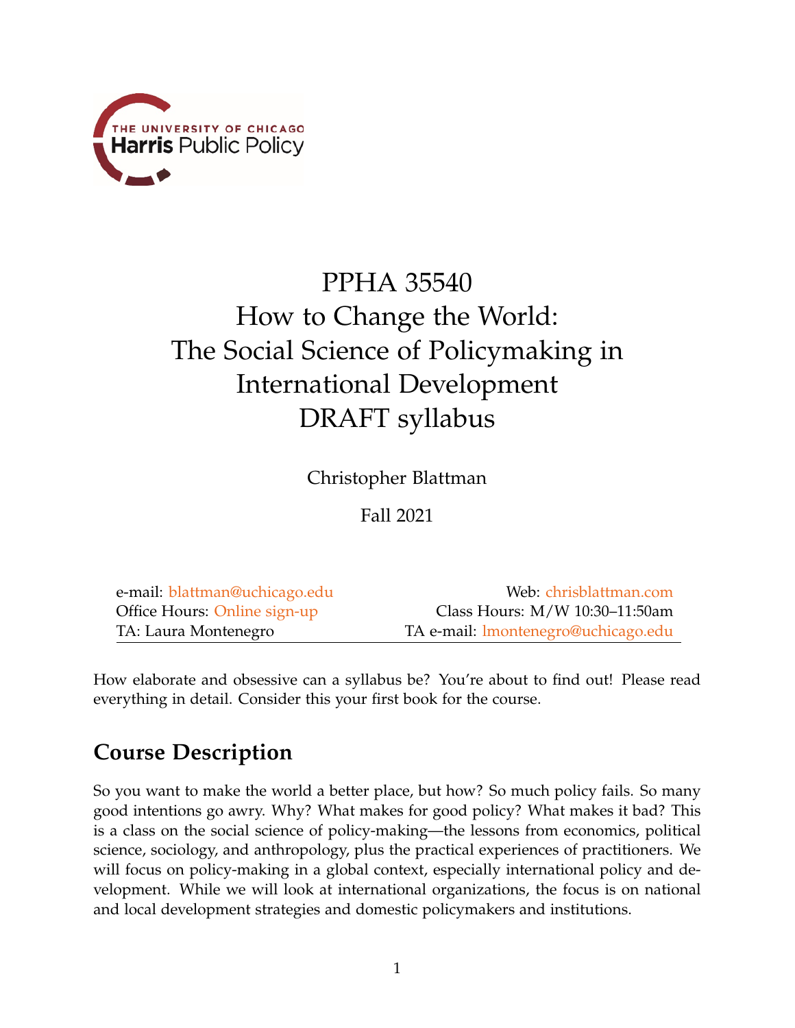THE UNIVERSITY OF CHICAGO
Harris Public Policy

# PPHA 35540
# How to Change the World: The Social Science of Policymaking in International Development
# DRAFT syllabus

Christopher Blattman

Fall 2021

| | |
|---|---|
| e-mail: blattman@uchicago.edu | Web: chrisblattman.com |
| Office Hours: Online sign-up | Class Hours: M/W 10:30–11:50am |
| TA: Laura Montenegro | TA e-mail: lmontenegro@uchicago.edu |

How elaborate and obsessive can a syllabus be? You're about to find out! Please read everything in detail. Consider this your first book for the course.

## Course Description

So you want to make the world a better place, but how? So much policy fails. So many good intentions go awry. Why? What makes for good policy? What makes it bad? This is a class on the social science of policy-making—the lessons from economics, political science, sociology, and anthropology, plus the practical experiences of practitioners. We will focus on policy-making in a global context, especially international policy and development. While we will look at international organizations, the focus is on national and local development strategies and domestic policymakers and institutions.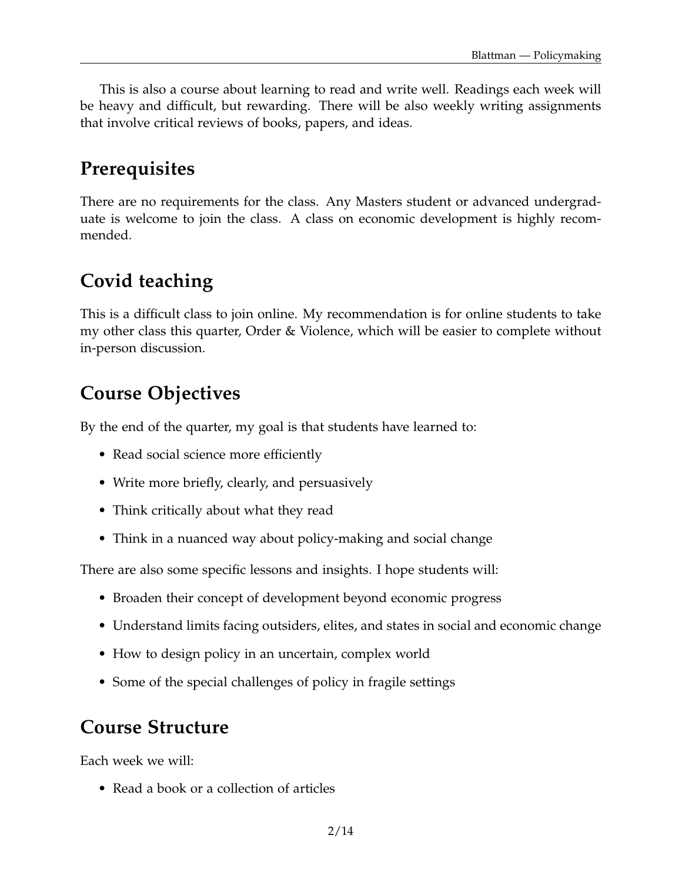This is also a course about learning to read and write well. Readings each week will be heavy and difficult, but rewarding. There will be also weekly writing assignments that involve critical reviews of books, papers, and ideas.

## Prerequisites

There are no requirements for the class. Any Masters student or advanced undergraduate is welcome to join the class. A class on economic development is highly recommended.

## Covid teaching

This is a difficult class to join online. My recommendation is for online students to take my other class this quarter, Order & Violence, which will be easier to complete without in-person discussion.

## Course Objectives

By the end of the quarter, my goal is that students have learned to:

- Read social science more efficiently
- Write more briefly, clearly, and persuasively
- Think critically about what they read
- Think in a nuanced way about policy-making and social change

There are also some specific lessons and insights. I hope students will:

- Broaden their concept of development beyond economic progress
- Understand limits facing outsiders, elites, and states in social and economic change
- How to design policy in an uncertain, complex world
- Some of the special challenges of policy in fragile settings

## Course Structure

Each week we will:

- Read a book or a collection of articles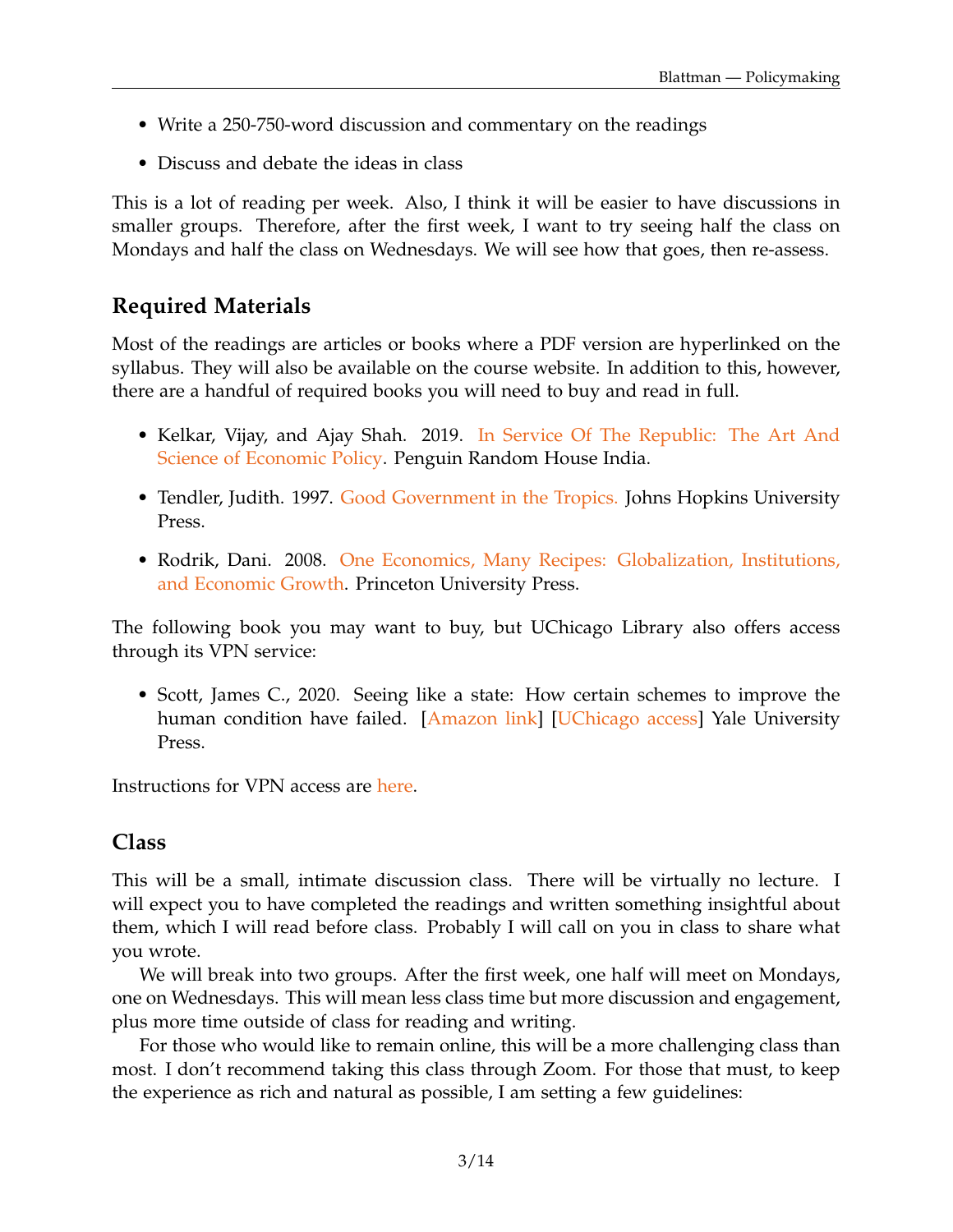- Write a 250-750-word discussion and commentary on the readings
- Discuss and debate the ideas in class

This is a lot of reading per week. Also, I think it will be easier to have discussions in smaller groups. Therefore, after the first week, I want to try seeing half the class on Mondays and half the class on Wednesdays. We will see how that goes, then re-assess.

## Required Materials

Most of the readings are articles or books where a PDF version are hyperlinked on the syllabus. They will also be available on the course website. In addition to this, however, there are a handful of required books you will need to buy and read in full.

- Kelkar, Vijay, and Ajay Shah. 2019. In Service Of The Republic: The Art And Science of Economic Policy. Penguin Random House India.
- Tendler, Judith. 1997. Good Government in the Tropics. Johns Hopkins University Press.
- Rodrik, Dani. 2008. One Economics, Many Recipes: Globalization, Institutions, and Economic Growth. Princeton University Press.

The following book you may want to buy, but UChicago Library also offers access through its VPN service:

- Scott, James C., 2020. Seeing like a state: How certain schemes to improve the human condition have failed. [Amazon link] [UChicago access] Yale University Press.

Instructions for VPN access are here.

## Class

This will be a small, intimate discussion class. There will be virtually no lecture. I will expect you to have completed the readings and written something insightful about them, which I will read before class. Probably I will call on you in class to share what you wrote.

We will break into two groups. After the first week, one half will meet on Mondays, one on Wednesdays. This will mean less class time but more discussion and engagement, plus more time outside of class for reading and writing.

For those who would like to remain online, this will be a more challenging class than most. I don't recommend taking this class through Zoom. For those that must, to keep the experience as rich and natural as possible, I am setting a few guidelines: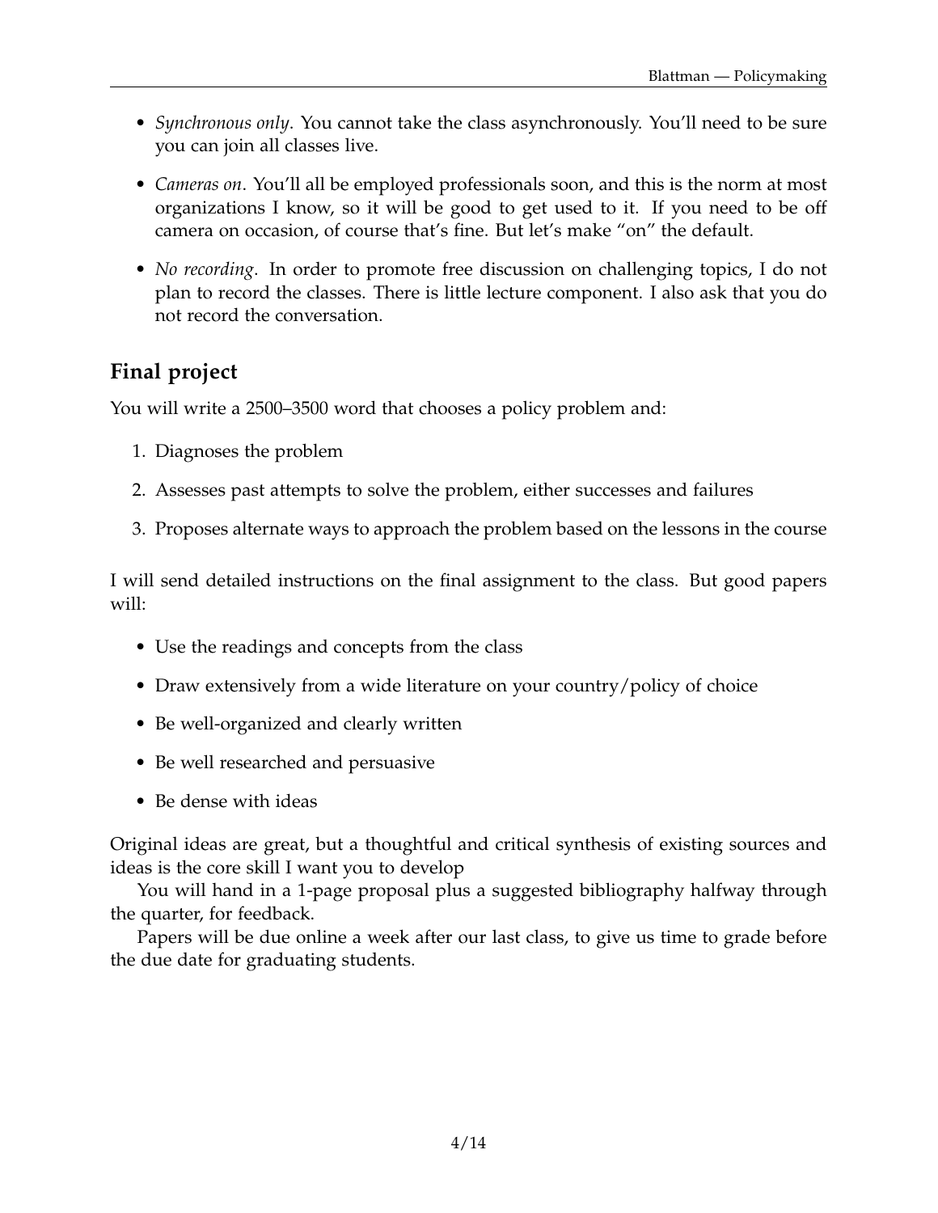- *Synchronous only*. You cannot take the class asynchronously. You'll need to be sure you can join all classes live.
- *Cameras on*. You'll all be employed professionals soon, and this is the norm at most organizations I know, so it will be good to get used to it. If you need to be off camera on occasion, of course that's fine. But let's make "on" the default.
- *No recording*. In order to promote free discussion on challenging topics, I do not plan to record the classes. There is little lecture component. I also ask that you do not record the conversation.

## Final project

You will write a 2500–3500 word that chooses a policy problem and:

1. Diagnoses the problem
2. Assesses past attempts to solve the problem, either successes and failures
3. Proposes alternate ways to approach the problem based on the lessons in the course

I will send detailed instructions on the final assignment to the class. But good papers will:

- Use the readings and concepts from the class
- Draw extensively from a wide literature on your country/policy of choice
- Be well-organized and clearly written
- Be well researched and persuasive
- Be dense with ideas

Original ideas are great, but a thoughtful and critical synthesis of existing sources and ideas is the core skill I want you to develop

You will hand in a 1-page proposal plus a suggested bibliography halfway through the quarter, for feedback.

Papers will be due online a week after our last class, to give us time to grade before the due date for graduating students.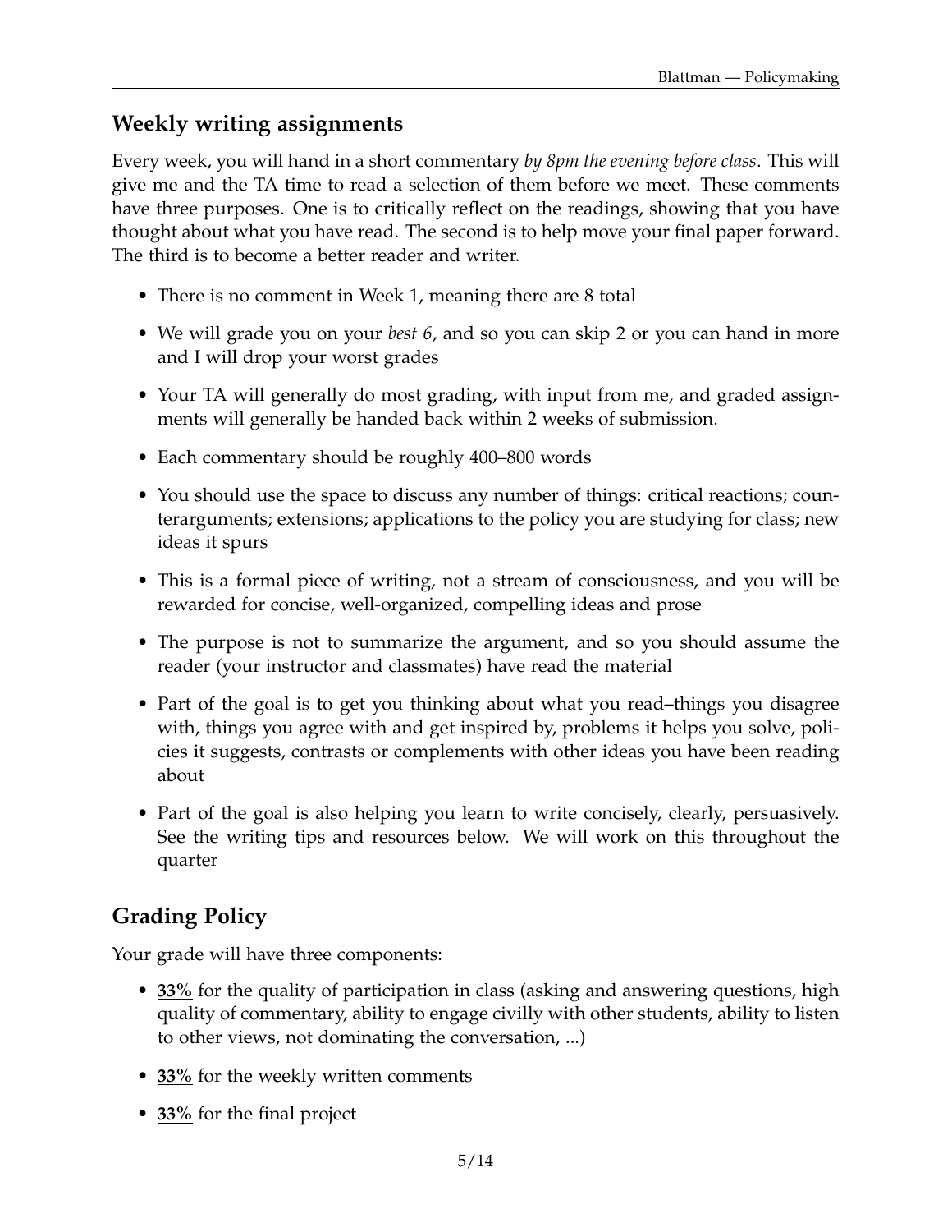## Weekly writing assignments

Every week, you will hand in a short commentary *by 8pm the evening before class*. This will give me and the TA time to read a selection of them before we meet. These comments have three purposes. One is to critically reflect on the readings, showing that you have thought about what you have read. The second is to help move your final paper forward. The third is to become a better reader and writer.

- There is no comment in Week 1, meaning there are 8 total
- We will grade you on your *best 6*, and so you can skip 2 or you can hand in more and I will drop your worst grades
- Your TA will generally do most grading, with input from me, and graded assignments will generally be handed back within 2 weeks of submission.
- Each commentary should be roughly 400–800 words
- You should use the space to discuss any number of things: critical reactions; counterarguments; extensions; applications to the policy you are studying for class; new ideas it spurs
- This is a formal piece of writing, not a stream of consciousness, and you will be rewarded for concise, well-organized, compelling ideas and prose
- The purpose is not to summarize the argument, and so you should assume the reader (your instructor and classmates) have read the material
- Part of the goal is to get you thinking about what you read–things you disagree with, things you agree with and get inspired by, problems it helps you solve, policies it suggests, contrasts or complements with other ideas you have been reading about
- Part of the goal is also helping you learn to write concisely, clearly, persuasively. See the writing tips and resources below. We will work on this throughout the quarter

## Grading Policy

Your grade will have three components:

- **33%** for the quality of participation in class (asking and answering questions, high quality of commentary, ability to engage civilly with other students, ability to listen to other views, not dominating the conversation, ...)
- **33%** for the weekly written comments
- **33%** for the final project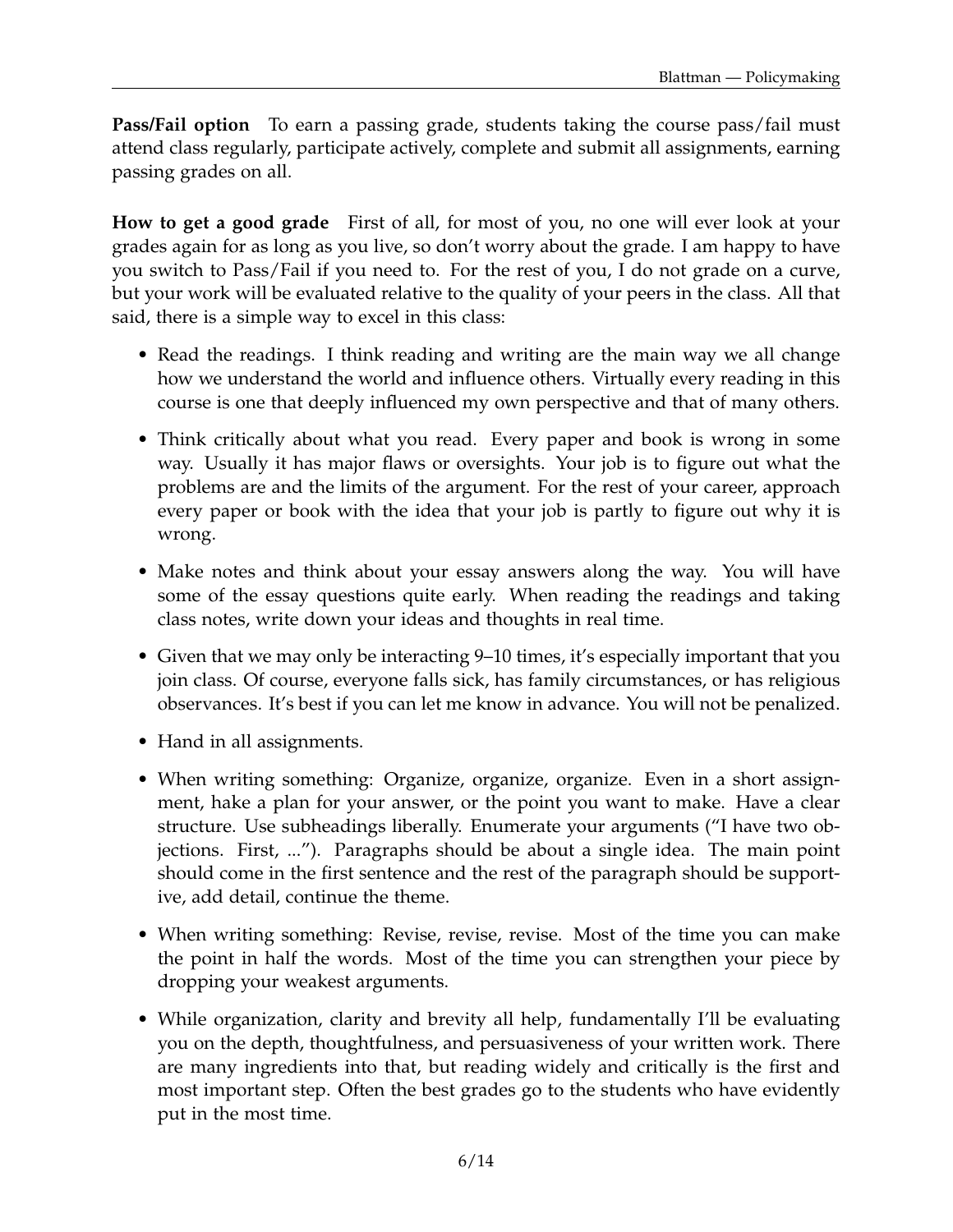**Pass/Fail option** To earn a passing grade, students taking the course pass/fail must attend class regularly, participate actively, complete and submit all assignments, earning passing grades on all.

**How to get a good grade** First of all, for most of you, no one will ever look at your grades again for as long as you live, so don't worry about the grade. I am happy to have you switch to Pass/Fail if you need to. For the rest of you, I do not grade on a curve, but your work will be evaluated relative to the quality of your peers in the class. All that said, there is a simple way to excel in this class:

- Read the readings. I think reading and writing are the main way we all change how we understand the world and influence others. Virtually every reading in this course is one that deeply influenced my own perspective and that of many others.
- Think critically about what you read. Every paper and book is wrong in some way. Usually it has major flaws or oversights. Your job is to figure out what the problems are and the limits of the argument. For the rest of your career, approach every paper or book with the idea that your job is partly to figure out why it is wrong.
- Make notes and think about your essay answers along the way. You will have some of the essay questions quite early. When reading the readings and taking class notes, write down your ideas and thoughts in real time.
- Given that we may only be interacting 9–10 times, it's especially important that you join class. Of course, everyone falls sick, has family circumstances, or has religious observances. It's best if you can let me know in advance. You will not be penalized.
- Hand in all assignments.
- When writing something: Organize, organize, organize. Even in a short assignment, hake a plan for your answer, or the point you want to make. Have a clear structure. Use subheadings liberally. Enumerate your arguments ("I have two objections. First, ..."). Paragraphs should be about a single idea. The main point should come in the first sentence and the rest of the paragraph should be supportive, add detail, continue the theme.
- When writing something: Revise, revise, revise. Most of the time you can make the point in half the words. Most of the time you can strengthen your piece by dropping your weakest arguments.
- While organization, clarity and brevity all help, fundamentally I'll be evaluating you on the depth, thoughtfulness, and persuasiveness of your written work. There are many ingredients into that, but reading widely and critically is the first and most important step. Often the best grades go to the students who have evidently put in the most time.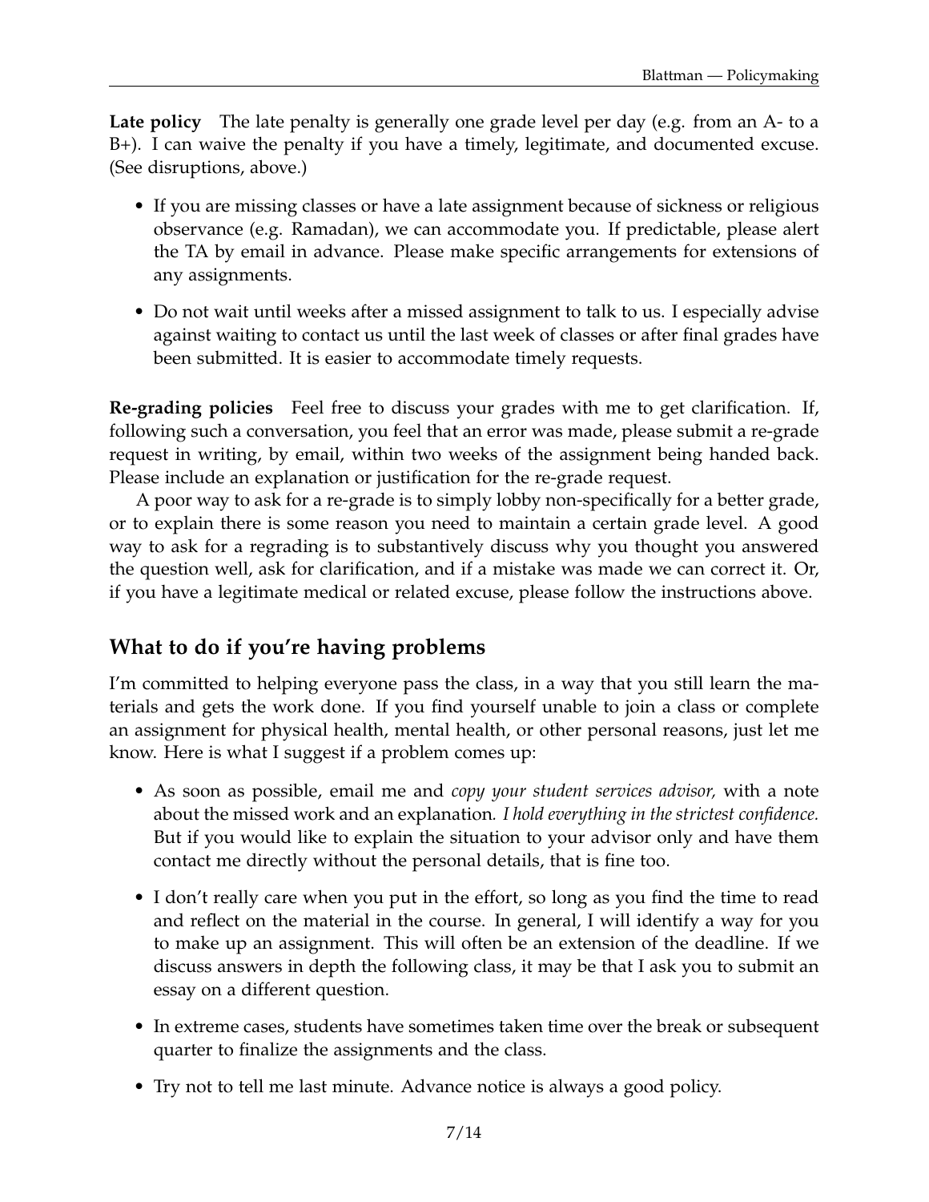**Late policy** The late penalty is generally one grade level per day (e.g. from an A- to a B+). I can waive the penalty if you have a timely, legitimate, and documented excuse. (See disruptions, above.)

- If you are missing classes or have a late assignment because of sickness or religious observance (e.g. Ramadan), we can accommodate you. If predictable, please alert the TA by email in advance. Please make specific arrangements for extensions of any assignments.
- Do not wait until weeks after a missed assignment to talk to us. I especially advise against waiting to contact us until the last week of classes or after final grades have been submitted. It is easier to accommodate timely requests.

**Re-grading policies** Feel free to discuss your grades with me to get clarification. If, following such a conversation, you feel that an error was made, please submit a re-grade request in writing, by email, within two weeks of the assignment being handed back. Please include an explanation or justification for the re-grade request.

A poor way to ask for a re-grade is to simply lobby non-specifically for a better grade, or to explain there is some reason you need to maintain a certain grade level. A good way to ask for a regrading is to substantively discuss why you thought you answered the question well, ask for clarification, and if a mistake was made we can correct it. Or, if you have a legitimate medical or related excuse, please follow the instructions above.

## What to do if you're having problems

I'm committed to helping everyone pass the class, in a way that you still learn the materials and gets the work done. If you find yourself unable to join a class or complete an assignment for physical health, mental health, or other personal reasons, just let me know. Here is what I suggest if a problem comes up:

- As soon as possible, email me and *copy your student services advisor,* with a note about the missed work and an explanation. *I hold everything in the strictest confidence.* But if you would like to explain the situation to your advisor only and have them contact me directly without the personal details, that is fine too.
- I don't really care when you put in the effort, so long as you find the time to read and reflect on the material in the course. In general, I will identify a way for you to make up an assignment. This will often be an extension of the deadline. If we discuss answers in depth the following class, it may be that I ask you to submit an essay on a different question.
- In extreme cases, students have sometimes taken time over the break or subsequent quarter to finalize the assignments and the class.
- Try not to tell me last minute. Advance notice is always a good policy.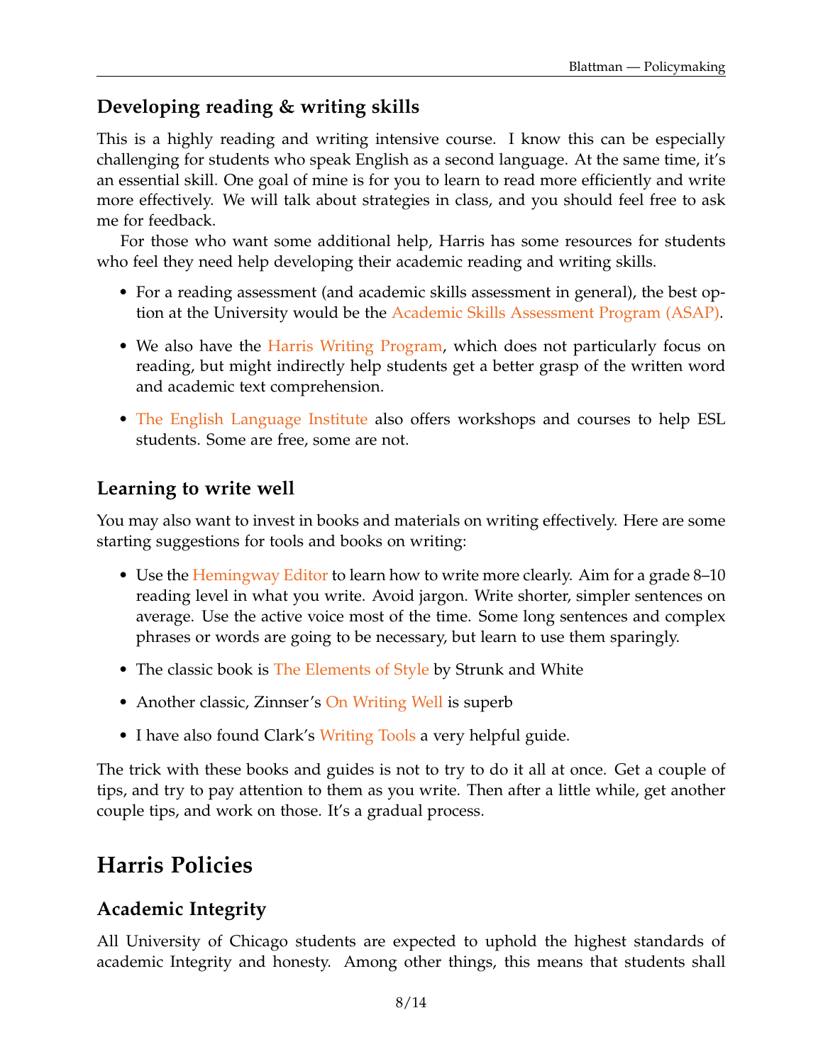### Developing reading & writing skills

This is a highly reading and writing intensive course. I know this can be especially challenging for students who speak English as a second language. At the same time, it's an essential skill. One goal of mine is for you to learn to read more efficiently and write more effectively. We will talk about strategies in class, and you should feel free to ask me for feedback.

For those who want some additional help, Harris has some resources for students who feel they need help developing their academic reading and writing skills.

- For a reading assessment (and academic skills assessment in general), the best option at the University would be the Academic Skills Assessment Program (ASAP).
- We also have the Harris Writing Program, which does not particularly focus on reading, but might indirectly help students get a better grasp of the written word and academic text comprehension.
- The English Language Institute also offers workshops and courses to help ESL students. Some are free, some are not.

### Learning to write well

You may also want to invest in books and materials on writing effectively. Here are some starting suggestions for tools and books on writing:

- Use the Hemingway Editor to learn how to write more clearly. Aim for a grade 8–10 reading level in what you write. Avoid jargon. Write shorter, simpler sentences on average. Use the active voice most of the time. Some long sentences and complex phrases or words are going to be necessary, but learn to use them sparingly.
- The classic book is The Elements of Style by Strunk and White
- Another classic, Zinnser's On Writing Well is superb
- I have also found Clark's Writing Tools a very helpful guide.

The trick with these books and guides is not to try to do it all at once. Get a couple of tips, and try to pay attention to them as you write. Then after a little while, get another couple tips, and work on those. It's a gradual process.

## Harris Policies

### Academic Integrity

All University of Chicago students are expected to uphold the highest standards of academic Integrity and honesty. Among other things, this means that students shall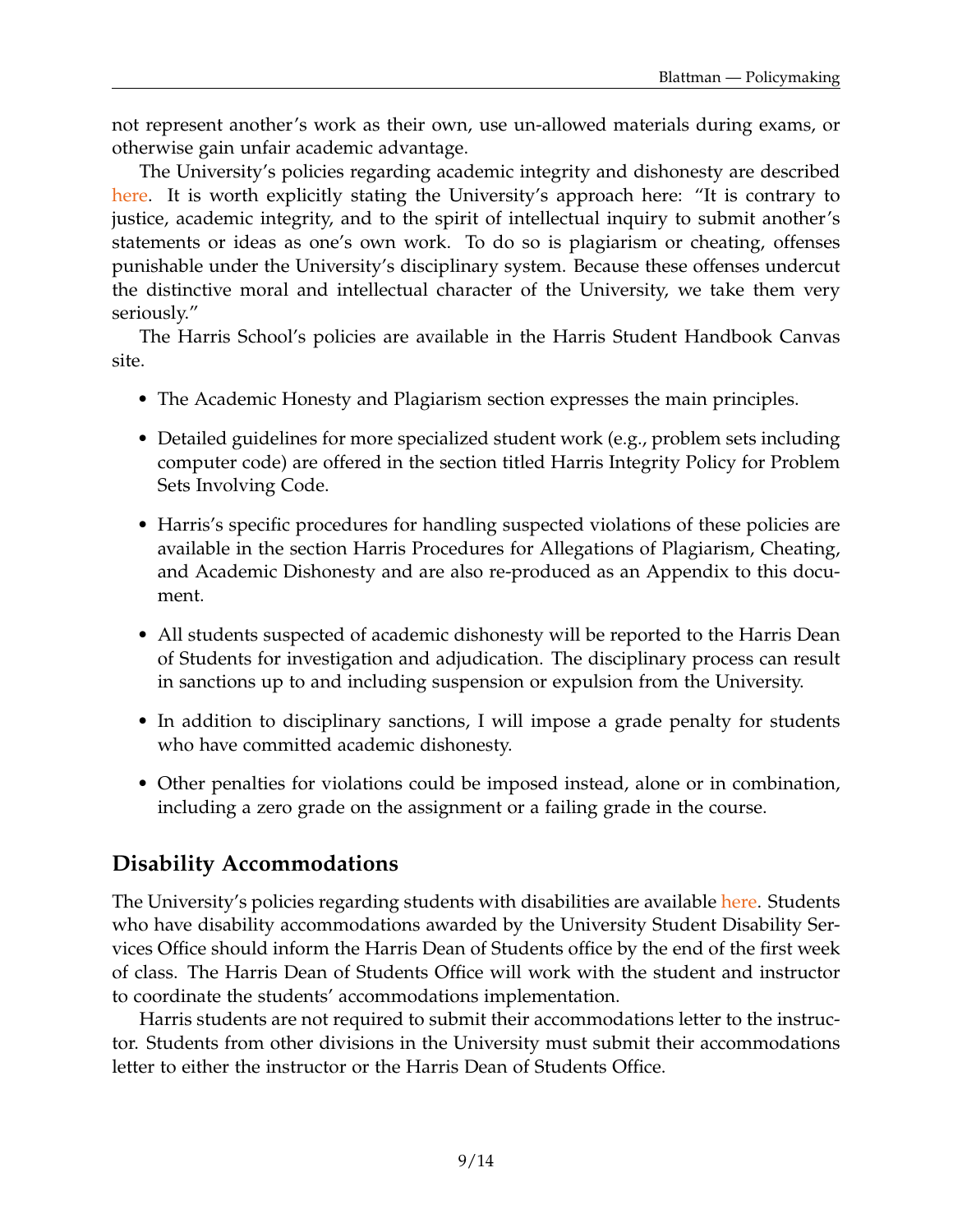not represent another's work as their own, use un-allowed materials during exams, or otherwise gain unfair academic advantage.

The University's policies regarding academic integrity and dishonesty are described here. It is worth explicitly stating the University's approach here: "It is contrary to justice, academic integrity, and to the spirit of intellectual inquiry to submit another's statements or ideas as one's own work. To do so is plagiarism or cheating, offenses punishable under the University's disciplinary system. Because these offenses undercut the distinctive moral and intellectual character of the University, we take them very seriously."

The Harris School's policies are available in the Harris Student Handbook Canvas site.

- The Academic Honesty and Plagiarism section expresses the main principles.
- Detailed guidelines for more specialized student work (e.g., problem sets including computer code) are offered in the section titled Harris Integrity Policy for Problem Sets Involving Code.
- Harris's specific procedures for handling suspected violations of these policies are available in the section Harris Procedures for Allegations of Plagiarism, Cheating, and Academic Dishonesty and are also re-produced as an Appendix to this document.
- All students suspected of academic dishonesty will be reported to the Harris Dean of Students for investigation and adjudication. The disciplinary process can result in sanctions up to and including suspension or expulsion from the University.
- In addition to disciplinary sanctions, I will impose a grade penalty for students who have committed academic dishonesty.
- Other penalties for violations could be imposed instead, alone or in combination, including a zero grade on the assignment or a failing grade in the course.

## Disability Accommodations

The University's policies regarding students with disabilities are available here. Students who have disability accommodations awarded by the University Student Disability Services Office should inform the Harris Dean of Students office by the end of the first week of class. The Harris Dean of Students Office will work with the student and instructor to coordinate the students' accommodations implementation.

Harris students are not required to submit their accommodations letter to the instructor. Students from other divisions in the University must submit their accommodations letter to either the instructor or the Harris Dean of Students Office.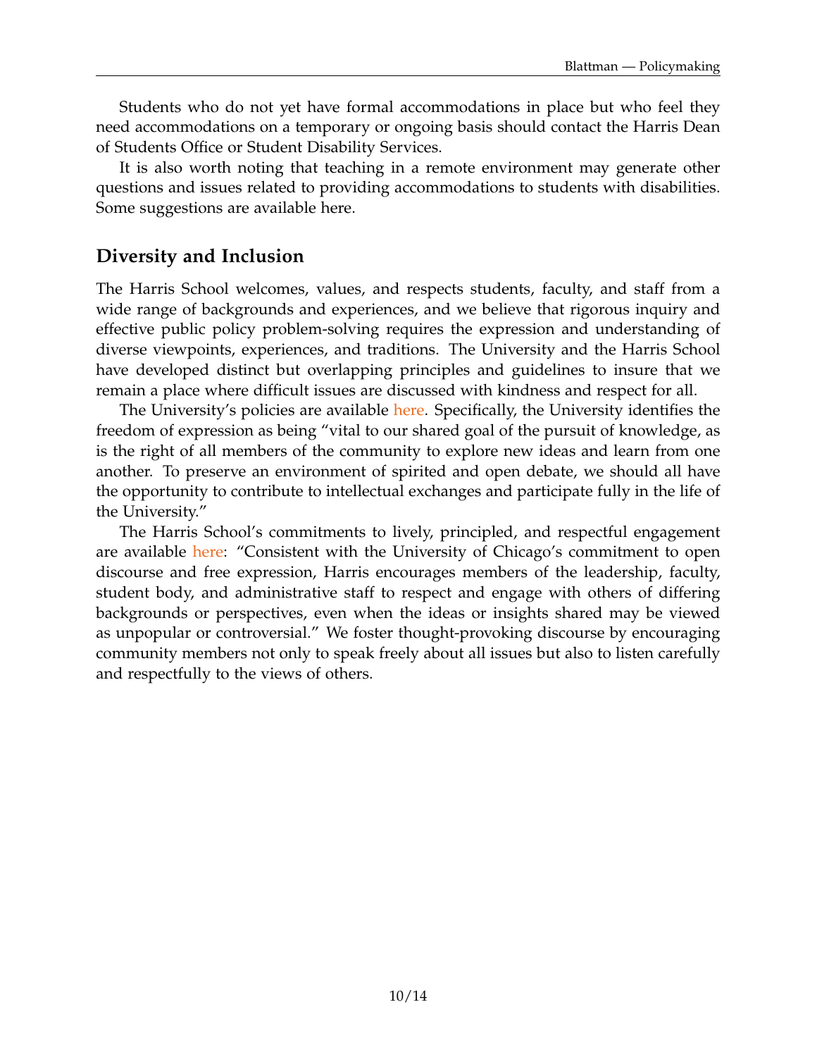Students who do not yet have formal accommodations in place but who feel they need accommodations on a temporary or ongoing basis should contact the Harris Dean of Students Office or Student Disability Services.

It is also worth noting that teaching in a remote environment may generate other questions and issues related to providing accommodations to students with disabilities. Some suggestions are available here.

## Diversity and Inclusion

The Harris School welcomes, values, and respects students, faculty, and staff from a wide range of backgrounds and experiences, and we believe that rigorous inquiry and effective public policy problem-solving requires the expression and understanding of diverse viewpoints, experiences, and traditions. The University and the Harris School have developed distinct but overlapping principles and guidelines to insure that we remain a place where difficult issues are discussed with kindness and respect for all.

The University's policies are available here. Specifically, the University identifies the freedom of expression as being "vital to our shared goal of the pursuit of knowledge, as is the right of all members of the community to explore new ideas and learn from one another. To preserve an environment of spirited and open debate, we should all have the opportunity to contribute to intellectual exchanges and participate fully in the life of the University."

The Harris School's commitments to lively, principled, and respectful engagement are available here: "Consistent with the University of Chicago's commitment to open discourse and free expression, Harris encourages members of the leadership, faculty, student body, and administrative staff to respect and engage with others of differing backgrounds or perspectives, even when the ideas or insights shared may be viewed as unpopular or controversial." We foster thought-provoking discourse by encouraging community members not only to speak freely about all issues but also to listen carefully and respectfully to the views of others.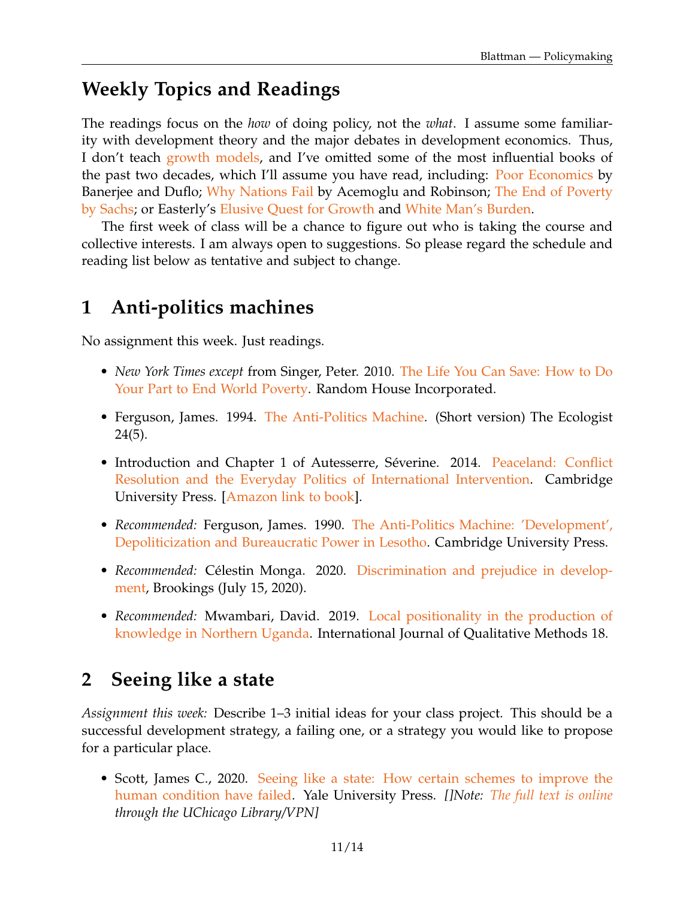# Weekly Topics and Readings

The readings focus on the *how* of doing policy, not the *what*. I assume some familiarity with development theory and the major debates in development economics. Thus, I don't teach growth models, and I've omitted some of the most influential books of the past two decades, which I'll assume you have read, including: Poor Economics by Banerjee and Duflo; Why Nations Fail by Acemoglu and Robinson; The End of Poverty by Sachs; or Easterly's Elusive Quest for Growth and White Man's Burden.

The first week of class will be a chance to figure out who is taking the course and collective interests. I am always open to suggestions. So please regard the schedule and reading list below as tentative and subject to change.

## 1 Anti-politics machines

No assignment this week. Just readings.

- *New York Times except* from Singer, Peter. 2010. The Life You Can Save: How to Do Your Part to End World Poverty. Random House Incorporated.
- Ferguson, James. 1994. The Anti-Politics Machine. (Short version) The Ecologist 24(5).
- Introduction and Chapter 1 of Autesserre, Séverine. 2014. Peaceland: Conflict Resolution and the Everyday Politics of International Intervention. Cambridge University Press. [Amazon link to book].
- *Recommended:* Ferguson, James. 1990. The Anti-Politics Machine: 'Development', Depoliticization and Bureaucratic Power in Lesotho. Cambridge University Press.
- *Recommended:* Célestin Monga. 2020. Discrimination and prejudice in development, Brookings (July 15, 2020).
- *Recommended:* Mwambari, David. 2019. Local positionality in the production of knowledge in Northern Uganda. International Journal of Qualitative Methods 18.

## 2 Seeing like a state

*Assignment this week:* Describe 1–3 initial ideas for your class project. This should be a successful development strategy, a failing one, or a strategy you would like to propose for a particular place.

- Scott, James C., 2020. Seeing like a state: How certain schemes to improve the human condition have failed. Yale University Press. *[]Note: The full text is online through the UChicago Library/VPN]*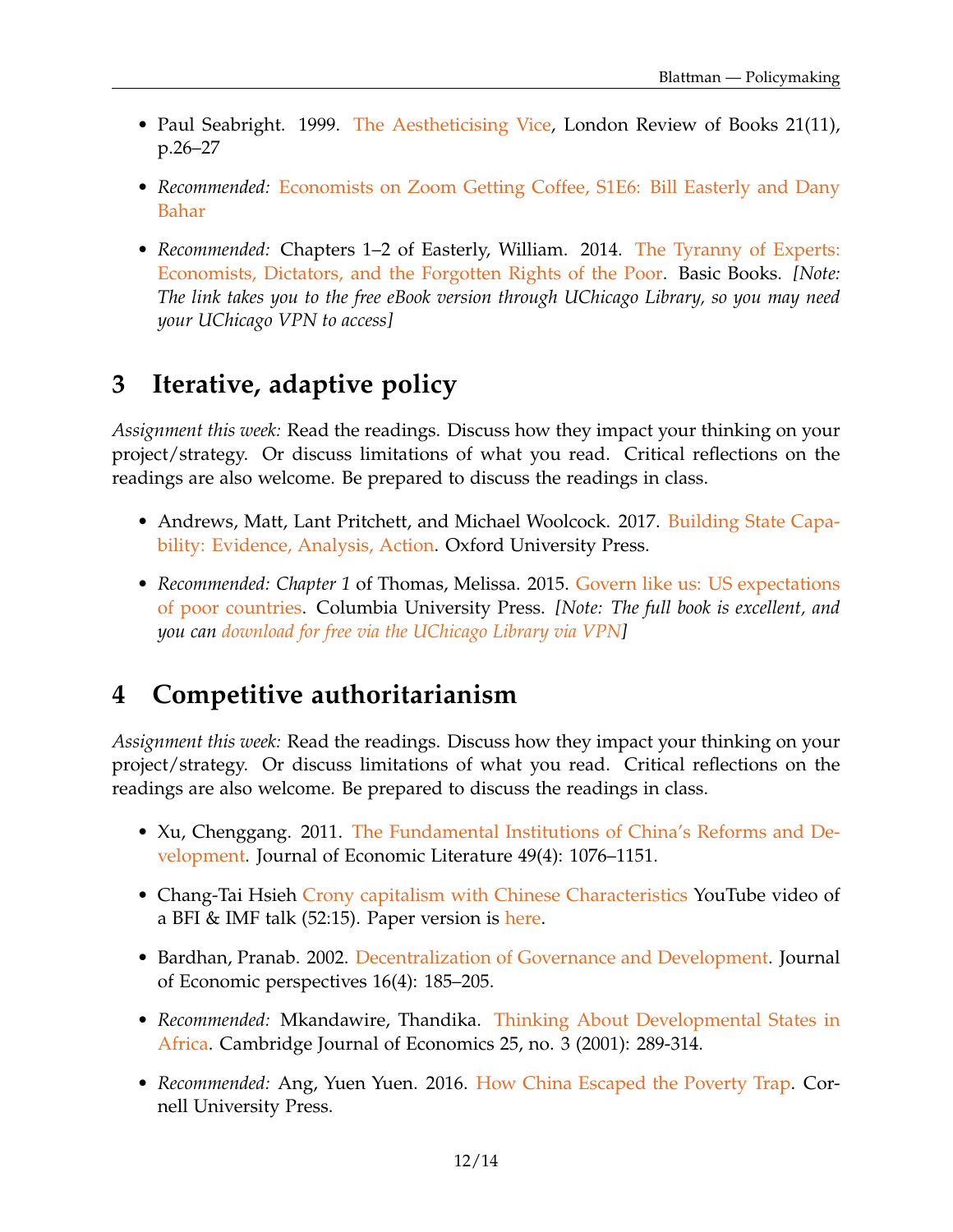- Paul Seabright. 1999. The Aestheticising Vice, London Review of Books 21(11), p.26–27

- *Recommended:* Economists on Zoom Getting Coffee, S1E6: Bill Easterly and Dany Bahar

- *Recommended:* Chapters 1–2 of Easterly, William. 2014. The Tyranny of Experts: Economists, Dictators, and the Forgotten Rights of the Poor. Basic Books. *[Note: The link takes you to the free eBook version through UChicago Library, so you may need your UChicago VPN to access]*

## 3 Iterative, adaptive policy

*Assignment this week:* Read the readings. Discuss how they impact your thinking on your project/strategy. Or discuss limitations of what you read. Critical reflections on the readings are also welcome. Be prepared to discuss the readings in class.

- Andrews, Matt, Lant Pritchett, and Michael Woolcock. 2017. Building State Capability: Evidence, Analysis, Action. Oxford University Press.

- *Recommended: Chapter 1* of Thomas, Melissa. 2015. Govern like us: US expectations of poor countries. Columbia University Press. *[Note: The full book is excellent, and you can download for free via the UChicago Library via VPN]*

## 4 Competitive authoritarianism

*Assignment this week:* Read the readings. Discuss how they impact your thinking on your project/strategy. Or discuss limitations of what you read. Critical reflections on the readings are also welcome. Be prepared to discuss the readings in class.

- Xu, Chenggang. 2011. The Fundamental Institutions of China's Reforms and Development. Journal of Economic Literature 49(4): 1076–1151.

- Chang-Tai Hsieh Crony capitalism with Chinese Characteristics YouTube video of a BFI & IMF talk (52:15). Paper version is here.

- Bardhan, Pranab. 2002. Decentralization of Governance and Development. Journal of Economic perspectives 16(4): 185–205.

- *Recommended:* Mkandawire, Thandika. Thinking About Developmental States in Africa. Cambridge Journal of Economics 25, no. 3 (2001): 289-314.

- *Recommended:* Ang, Yuen Yuen. 2016. How China Escaped the Poverty Trap. Cornell University Press.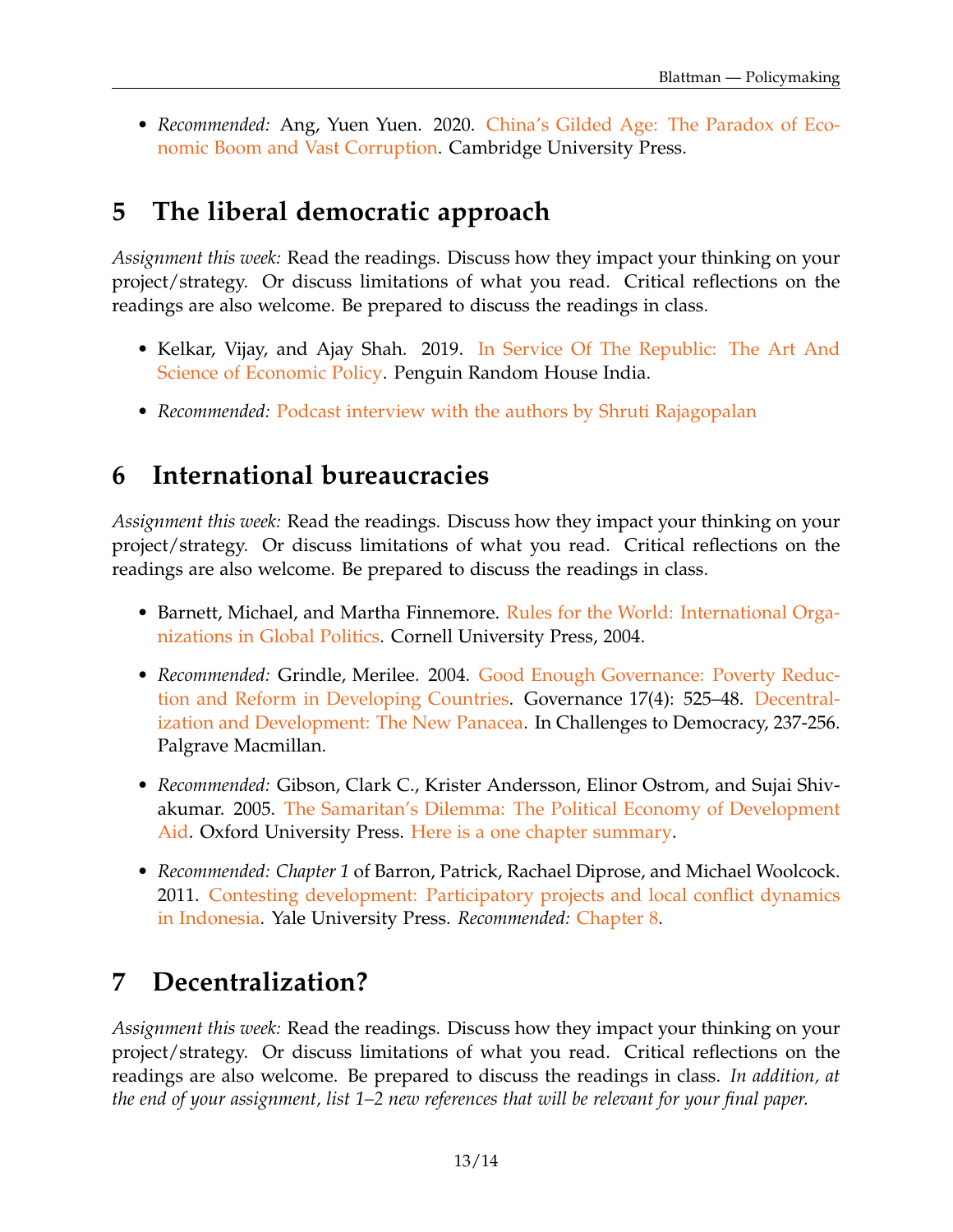- *Recommended:* Ang, Yuen Yuen. 2020. China's Gilded Age: The Paradox of Economic Boom and Vast Corruption. Cambridge University Press.

## 5 The liberal democratic approach

*Assignment this week:* Read the readings. Discuss how they impact your thinking on your project/strategy. Or discuss limitations of what you read. Critical reflections on the readings are also welcome. Be prepared to discuss the readings in class.

- Kelkar, Vijay, and Ajay Shah. 2019. In Service Of The Republic: The Art And Science of Economic Policy. Penguin Random House India.
- *Recommended:* Podcast interview with the authors by Shruti Rajagopalan

## 6 International bureaucracies

*Assignment this week:* Read the readings. Discuss how they impact your thinking on your project/strategy. Or discuss limitations of what you read. Critical reflections on the readings are also welcome. Be prepared to discuss the readings in class.

- Barnett, Michael, and Martha Finnemore. Rules for the World: International Organizations in Global Politics. Cornell University Press, 2004.
- *Recommended:* Grindle, Merilee. 2004. Good Enough Governance: Poverty Reduction and Reform in Developing Countries. Governance 17(4): 525–48. Decentralization and Development: The New Panacea. In Challenges to Democracy, 237-256. Palgrave Macmillan.
- *Recommended:* Gibson, Clark C., Krister Andersson, Elinor Ostrom, and Sujai Shivakumar. 2005. The Samaritan's Dilemma: The Political Economy of Development Aid. Oxford University Press. Here is a one chapter summary.
- *Recommended: Chapter 1* of Barron, Patrick, Rachael Diprose, and Michael Woolcock. 2011. Contesting development: Participatory projects and local conflict dynamics in Indonesia. Yale University Press. *Recommended:* Chapter 8.

## 7 Decentralization?

*Assignment this week:* Read the readings. Discuss how they impact your thinking on your project/strategy. Or discuss limitations of what you read. Critical reflections on the readings are also welcome. Be prepared to discuss the readings in class. *In addition, at the end of your assignment, list 1–2 new references that will be relevant for your final paper.*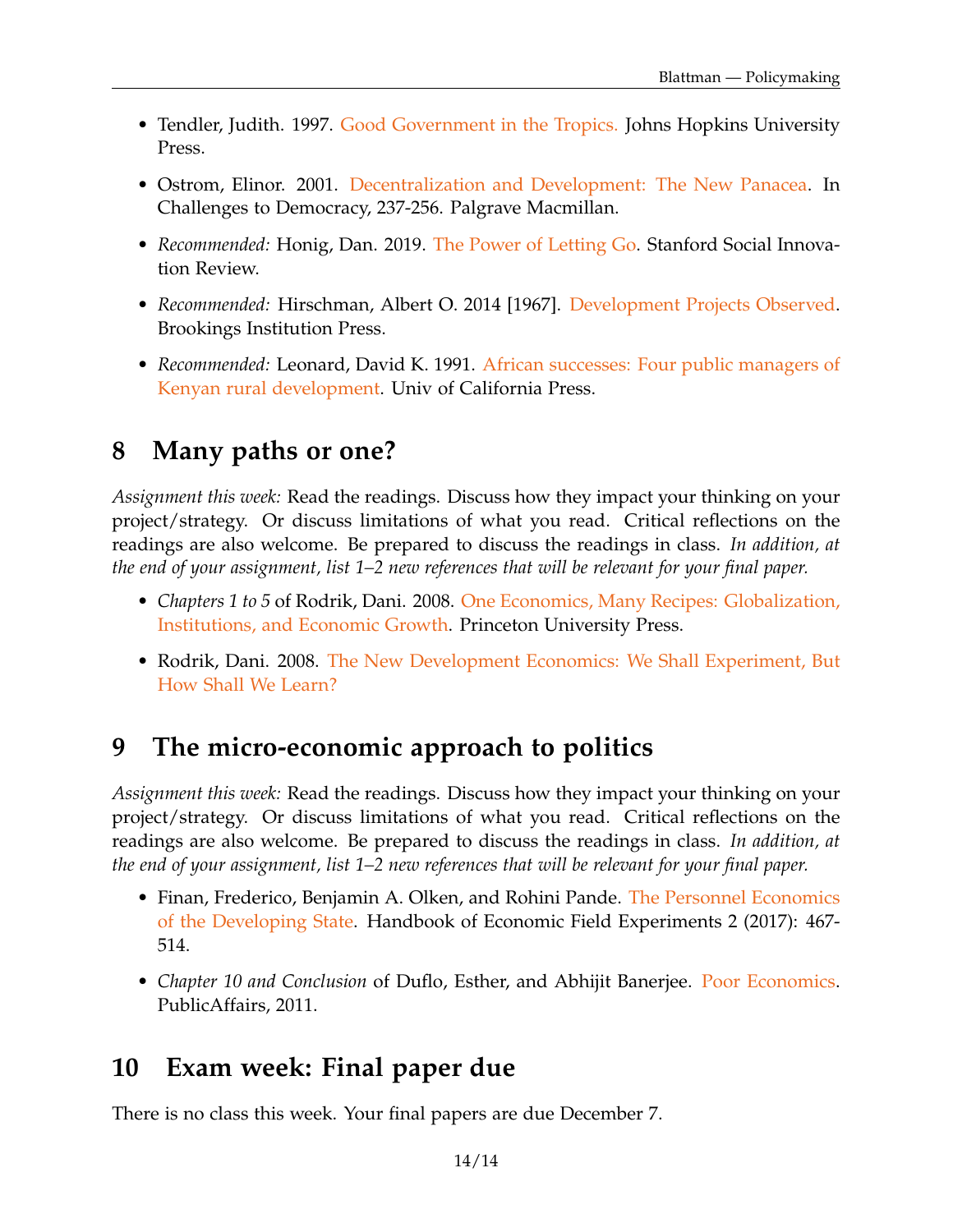- Tendler, Judith. 1997. Good Government in the Tropics. Johns Hopkins University Press.
- Ostrom, Elinor. 2001. Decentralization and Development: The New Panacea. In Challenges to Democracy, 237-256. Palgrave Macmillan.
- *Recommended:* Honig, Dan. 2019. The Power of Letting Go. Stanford Social Innovation Review.
- *Recommended:* Hirschman, Albert O. 2014 [1967]. Development Projects Observed. Brookings Institution Press.
- *Recommended:* Leonard, David K. 1991. African successes: Four public managers of Kenyan rural development. Univ of California Press.

## 8 Many paths or one?

*Assignment this week:* Read the readings. Discuss how they impact your thinking on your project/strategy. Or discuss limitations of what you read. Critical reflections on the readings are also welcome. Be prepared to discuss the readings in class. *In addition, at the end of your assignment, list 1–2 new references that will be relevant for your final paper.*

- *Chapters 1 to 5* of Rodrik, Dani. 2008. One Economics, Many Recipes: Globalization, Institutions, and Economic Growth. Princeton University Press.
- Rodrik, Dani. 2008. The New Development Economics: We Shall Experiment, But How Shall We Learn?

## 9 The micro-economic approach to politics

*Assignment this week:* Read the readings. Discuss how they impact your thinking on your project/strategy. Or discuss limitations of what you read. Critical reflections on the readings are also welcome. Be prepared to discuss the readings in class. *In addition, at the end of your assignment, list 1–2 new references that will be relevant for your final paper.*

- Finan, Frederico, Benjamin A. Olken, and Rohini Pande. The Personnel Economics of the Developing State. Handbook of Economic Field Experiments 2 (2017): 467-514.
- *Chapter 10 and Conclusion* of Duflo, Esther, and Abhijit Banerjee. Poor Economics. PublicAffairs, 2011.

## 10 Exam week: Final paper due

There is no class this week. Your final papers are due December 7.